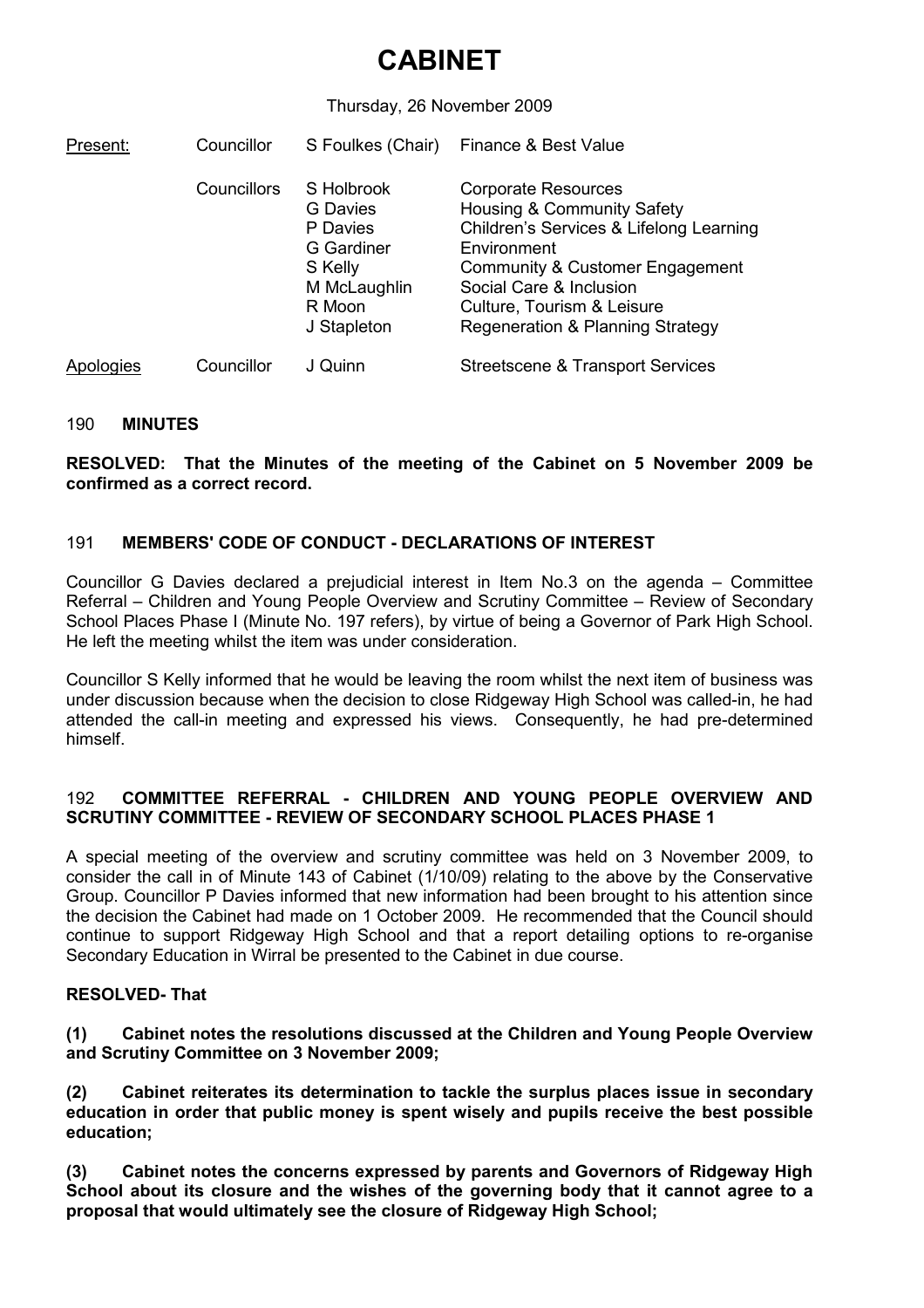# CABINET

Thursday, 26 November 2009

| Present: | Councillor | S Foulkes (Chair) | Finance & Best Value |
|---|---|---|---|
| | Councillors | S Holbrook | Corporate Resources |
| | | G Davies | Housing & Community Safety |
| | | P Davies | Children's Services & Lifelong Learning |
| | | G Gardiner | Environment |
| | | S Kelly | Community & Customer Engagement |
| | | M McLaughlin | Social Care & Inclusion |
| | | R Moon | Culture, Tourism & Leisure |
| | | J Stapleton | Regeneration & Planning Strategy |
| Apologies | Councillor | J Quinn | Streetscene & Transport Services |

## 190 MINUTES

**RESOLVED: That the Minutes of the meeting of the Cabinet on 5 November 2009 be confirmed as a correct record.**

## 191 MEMBERS' CODE OF CONDUCT - DECLARATIONS OF INTEREST

Councillor G Davies declared a prejudicial interest in Item No.3 on the agenda – Committee Referral – Children and Young People Overview and Scrutiny Committee – Review of Secondary School Places Phase I (Minute No. 197 refers), by virtue of being a Governor of Park High School. He left the meeting whilst the item was under consideration.

Councillor S Kelly informed that he would be leaving the room whilst the next item of business was under discussion because when the decision to close Ridgeway High School was called-in, he had attended the call-in meeting and expressed his views. Consequently, he had pre-determined himself.

## 192 COMMITTEE REFERRAL - CHILDREN AND YOUNG PEOPLE OVERVIEW AND SCRUTINY COMMITTEE - REVIEW OF SECONDARY SCHOOL PLACES PHASE 1

A special meeting of the overview and scrutiny committee was held on 3 November 2009, to consider the call in of Minute 143 of Cabinet (1/10/09) relating to the above by the Conservative Group. Councillor P Davies informed that new information had been brought to his attention since the decision the Cabinet had made on 1 October 2009. He recommended that the Council should continue to support Ridgeway High School and that a report detailing options to re-organise Secondary Education in Wirral be presented to the Cabinet in due course.

**RESOLVED- That**

**(1) Cabinet notes the resolutions discussed at the Children and Young People Overview and Scrutiny Committee on 3 November 2009;**

**(2) Cabinet reiterates its determination to tackle the surplus places issue in secondary education in order that public money is spent wisely and pupils receive the best possible education;**

**(3) Cabinet notes the concerns expressed by parents and Governors of Ridgeway High School about its closure and the wishes of the governing body that it cannot agree to a proposal that would ultimately see the closure of Ridgeway High School;**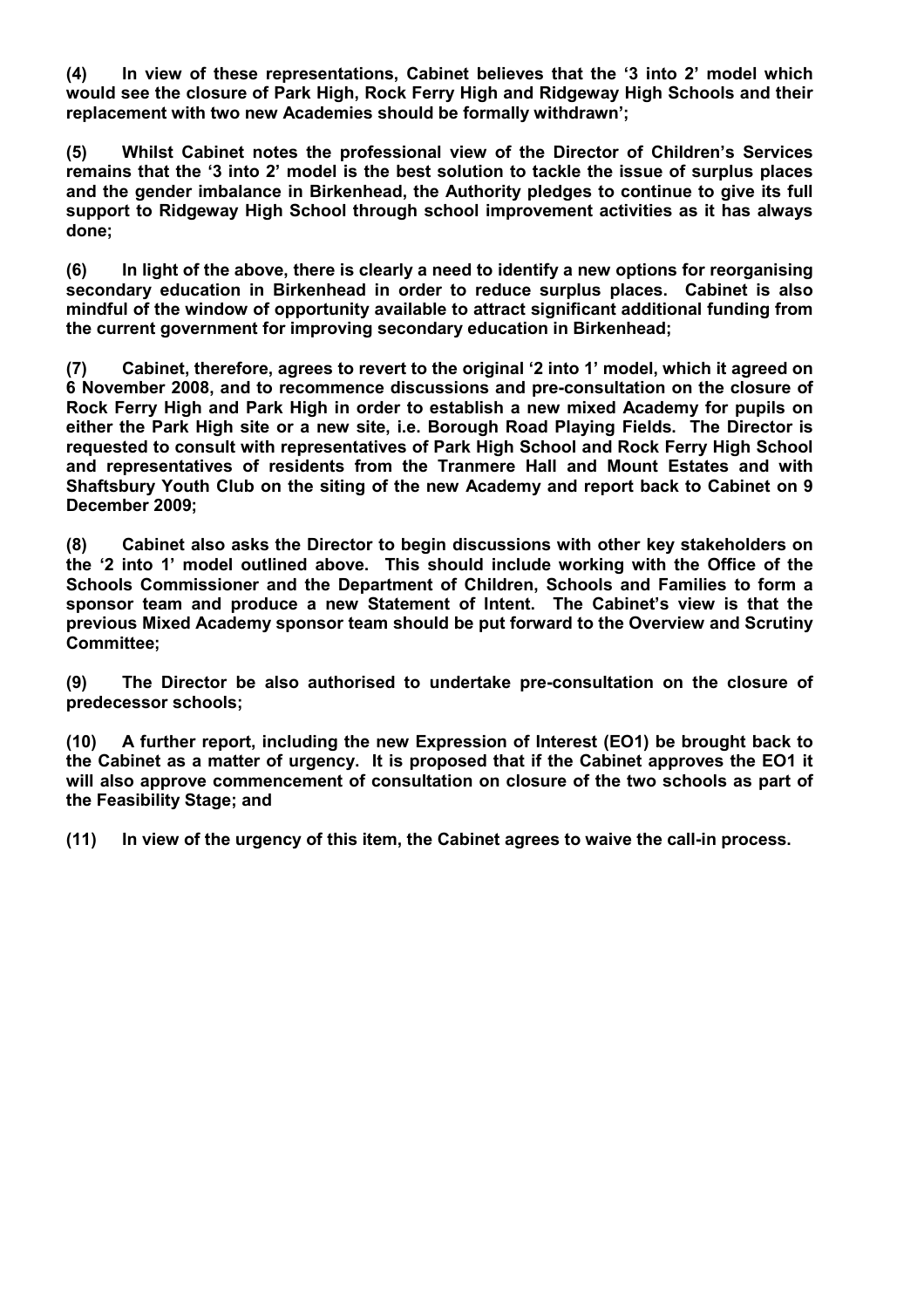**(4) In view of these representations, Cabinet believes that the '3 into 2' model which would see the closure of Park High, Rock Ferry High and Ridgeway High Schools and their replacement with two new Academies should be formally withdrawn';**

**(5) Whilst Cabinet notes the professional view of the Director of Children's Services remains that the '3 into 2' model is the best solution to tackle the issue of surplus places and the gender imbalance in Birkenhead, the Authority pledges to continue to give its full support to Ridgeway High School through school improvement activities as it has always done;**

**(6) In light of the above, there is clearly a need to identify a new options for reorganising secondary education in Birkenhead in order to reduce surplus places. Cabinet is also mindful of the window of opportunity available to attract significant additional funding from the current government for improving secondary education in Birkenhead;**

**(7) Cabinet, therefore, agrees to revert to the original '2 into 1' model, which it agreed on 6 November 2008, and to recommence discussions and pre-consultation on the closure of Rock Ferry High and Park High in order to establish a new mixed Academy for pupils on either the Park High site or a new site, i.e. Borough Road Playing Fields. The Director is requested to consult with representatives of Park High School and Rock Ferry High School and representatives of residents from the Tranmere Hall and Mount Estates and with Shaftsbury Youth Club on the siting of the new Academy and report back to Cabinet on 9 December 2009;**

**(8) Cabinet also asks the Director to begin discussions with other key stakeholders on the '2 into 1' model outlined above. This should include working with the Office of the Schools Commissioner and the Department of Children, Schools and Families to form a sponsor team and produce a new Statement of Intent. The Cabinet's view is that the previous Mixed Academy sponsor team should be put forward to the Overview and Scrutiny Committee;**

**(9) The Director be also authorised to undertake pre-consultation on the closure of predecessor schools;**

**(10) A further report, including the new Expression of Interest (EO1) be brought back to the Cabinet as a matter of urgency. It is proposed that if the Cabinet approves the EO1 it will also approve commencement of consultation on closure of the two schools as part of the Feasibility Stage; and**

**(11) In view of the urgency of this item, the Cabinet agrees to waive the call-in process.**